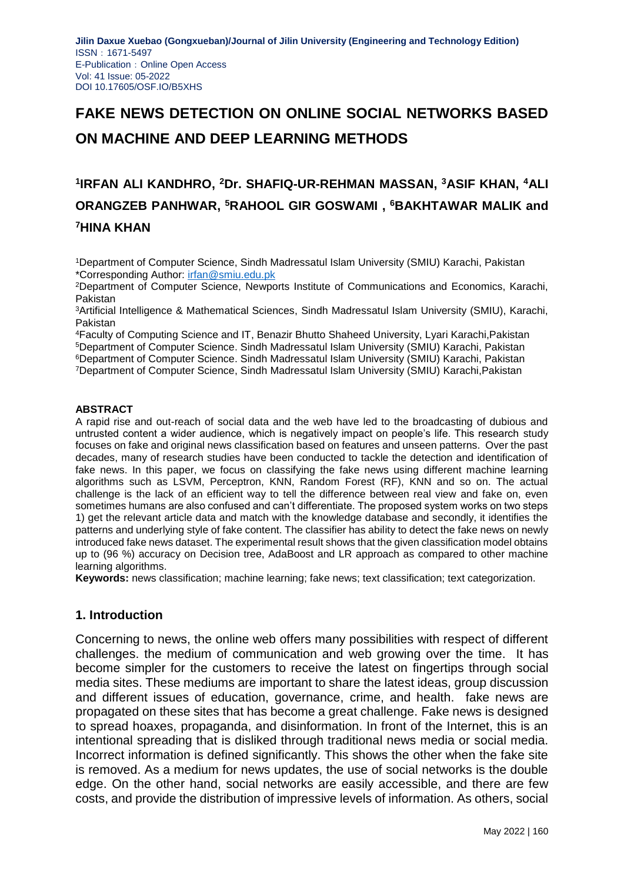**Jilin Daxue Xuebao (Gongxueban)/Journal of Jilin University (Engineering and Technology Edition)**
ISSN：1671-5497
E-Publication：Online Open Access
Vol: 41 Issue: 05-2022
DOI 10.17605/OSF.IO/B5XHS

# FAKE NEWS DETECTION ON ONLINE SOCIAL NETWORKS BASED ON MACHINE AND DEEP LEARNING METHODS

## [1]IRFAN ALI KANDHRO, [2]Dr. SHAFIQ-UR-REHMAN MASSAN, [3]ASIF KHAN, [4]ALI ORANGZEB PANHWAR, [5]RAHOOL GIR GOSWAMI , [6]BAKHTAWAR MALIK and [7]HINA KHAN

[1]Department of Computer Science, Sindh Madressatul Islam University (SMIU) Karachi, Pakistan
*Corresponding Author: irfan@smiu.edu.pk
[2]Department of Computer Science, Newports Institute of Communications and Economics, Karachi, Pakistan
[3]Artificial Intelligence & Mathematical Sciences, Sindh Madressatul Islam University (SMIU), Karachi, Pakistan
[4]Faculty of Computing Science and IT, Benazir Bhutto Shaheed University, Lyari Karachi,Pakistan
[5]Department of Computer Science. Sindh Madressatul Islam University (SMIU) Karachi, Pakistan
[6]Department of Computer Science. Sindh Madressatul Islam University (SMIU) Karachi, Pakistan
[7]Department of Computer Science, Sindh Madressatul Islam University (SMIU) Karachi,Pakistan

**ABSTRACT**

A rapid rise and out-reach of social data and the web have led to the broadcasting of dubious and untrusted content a wider audience, which is negatively impact on people's life. This research study focuses on fake and original news classification based on features and unseen patterns. Over the past decades, many of research studies have been conducted to tackle the detection and identification of fake news. In this paper, we focus on classifying the fake news using different machine learning algorithms such as LSVM, Perceptron, KNN, Random Forest (RF), KNN and so on. The actual challenge is the lack of an efficient way to tell the difference between real view and fake on, even sometimes humans are also confused and can't differentiate. The proposed system works on two steps 1) get the relevant article data and match with the knowledge database and secondly, it identifies the patterns and underlying style of fake content. The classifier has ability to detect the fake news on newly introduced fake news dataset. The experimental result shows that the given classification model obtains up to (96 %) accuracy on Decision tree, AdaBoost and LR approach as compared to other machine learning algorithms.

**Keywords:** news classification; machine learning; fake news; text classification; text categorization.

## 1. Introduction

Concerning to news, the online web offers many possibilities with respect of different challenges. the medium of communication and web growing over the time. It has become simpler for the customers to receive the latest on fingertips through social media sites. These mediums are important to share the latest ideas, group discussion and different issues of education, governance, crime, and health. fake news are propagated on these sites that has become a great challenge. Fake news is designed to spread hoaxes, propaganda, and disinformation. In front of the Internet, this is an intentional spreading that is disliked through traditional news media or social media. Incorrect information is defined significantly. This shows the other when the fake site is removed. As a medium for news updates, the use of social networks is the double edge. On the other hand, social networks are easily accessible, and there are few costs, and provide the distribution of impressive levels of information. As others, social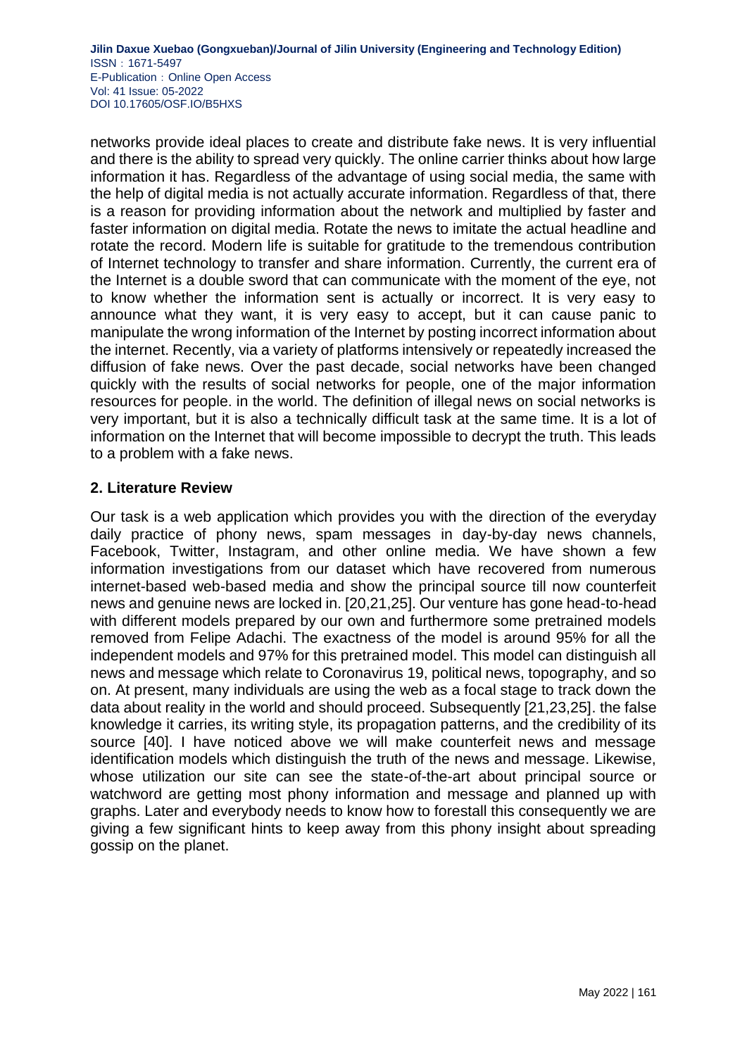networks provide ideal places to create and distribute fake news. It is very influential and there is the ability to spread very quickly. The online carrier thinks about how large information it has. Regardless of the advantage of using social media, the same with the help of digital media is not actually accurate information. Regardless of that, there is a reason for providing information about the network and multiplied by faster and faster information on digital media. Rotate the news to imitate the actual headline and rotate the record. Modern life is suitable for gratitude to the tremendous contribution of Internet technology to transfer and share information. Currently, the current era of the Internet is a double sword that can communicate with the moment of the eye, not to know whether the information sent is actually or incorrect. It is very easy to announce what they want, it is very easy to accept, but it can cause panic to manipulate the wrong information of the Internet by posting incorrect information about the internet. Recently, via a variety of platforms intensively or repeatedly increased the diffusion of fake news. Over the past decade, social networks have been changed quickly with the results of social networks for people, one of the major information resources for people. in the world. The definition of illegal news on social networks is very important, but it is also a technically difficult task at the same time. It is a lot of information on the Internet that will become impossible to decrypt the truth. This leads to a problem with a fake news.

## 2. Literature Review

Our task is a web application which provides you with the direction of the everyday daily practice of phony news, spam messages in day-by-day news channels, Facebook, Twitter, Instagram, and other online media. We have shown a few information investigations from our dataset which have recovered from numerous internet-based web-based media and show the principal source till now counterfeit news and genuine news are locked in. [20,21,25]. Our venture has gone head-to-head with different models prepared by our own and furthermore some pretrained models removed from Felipe Adachi. The exactness of the model is around 95% for all the independent models and 97% for this pretrained model. This model can distinguish all news and message which relate to Coronavirus 19, political news, topography, and so on. At present, many individuals are using the web as a focal stage to track down the data about reality in the world and should proceed. Subsequently [21,23,25]. the false knowledge it carries, its writing style, its propagation patterns, and the credibility of its source [40]. I have noticed above we will make counterfeit news and message identification models which distinguish the truth of the news and message. Likewise, whose utilization our site can see the state-of-the-art about principal source or watchword are getting most phony information and message and planned up with graphs. Later and everybody needs to know how to forestall this consequently we are giving a few significant hints to keep away from this phony insight about spreading gossip on the planet.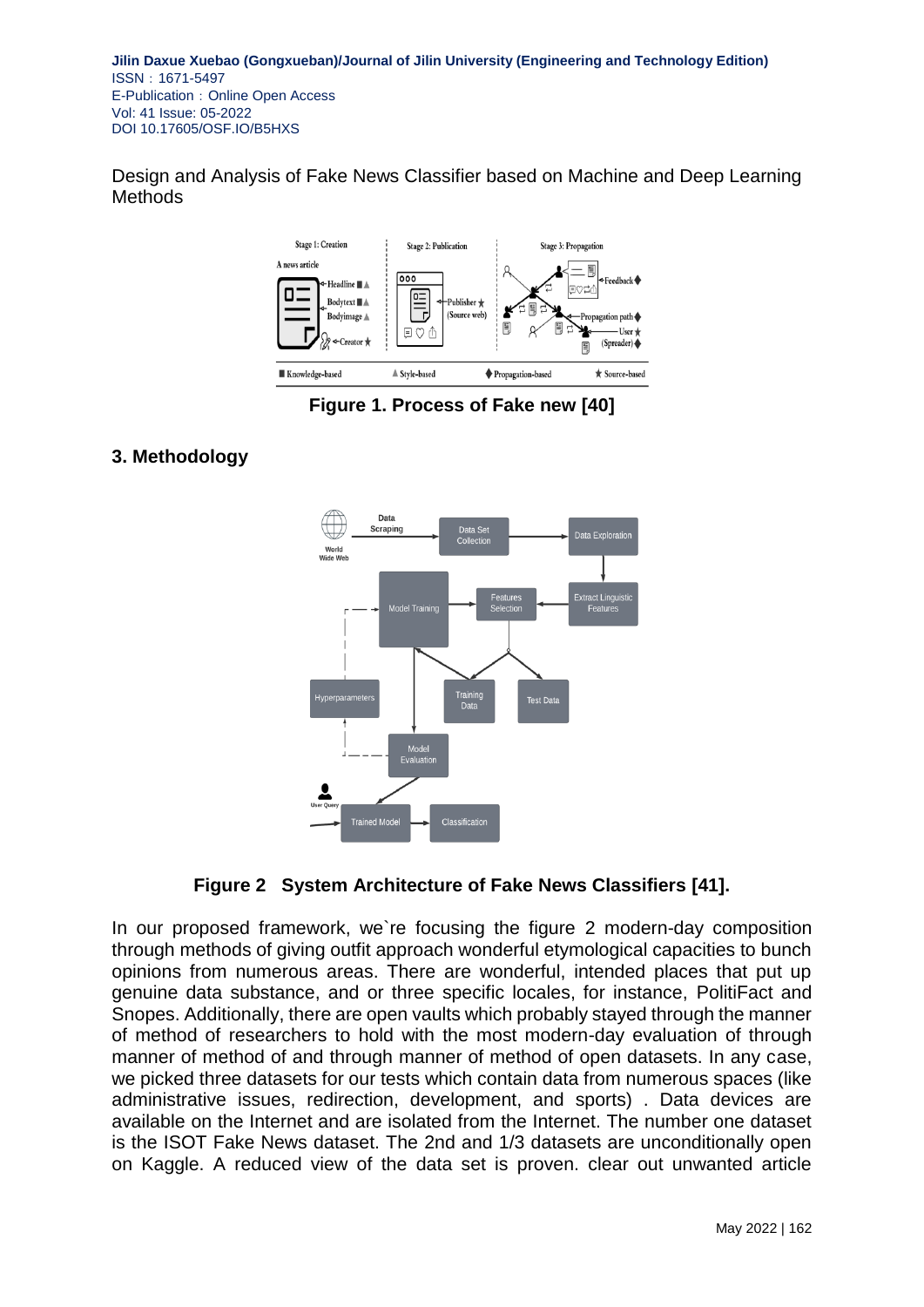Design and Analysis of Fake News Classifier based on Machine and Deep Learning Methods

Figure 1. Process of Fake new [40]

## 3. Methodology

**Figure 2 System Architecture of Fake News Classifiers [41].**

In our proposed framework, we`re focusing the figure 2 modern-day composition through methods of giving outfit approach wonderful etymological capacities to bunch opinions from numerous areas. There are wonderful, intended places that put up genuine data substance, and or three specific locales, for instance, PolitiFact and Snopes. Additionally, there are open vaults which probably stayed through the manner of method of researchers to hold with the most modern-day evaluation of through manner of method of and through manner of method of open datasets. In any case, we picked three datasets for our tests which contain data from numerous spaces (like administrative issues, redirection, development, and sports) . Data devices are available on the Internet and are isolated from the Internet. The number one dataset is the ISOT Fake News dataset. The 2nd and 1/3 datasets are unconditionally open on Kaggle. A reduced view of the data set is proven. clear out unwanted article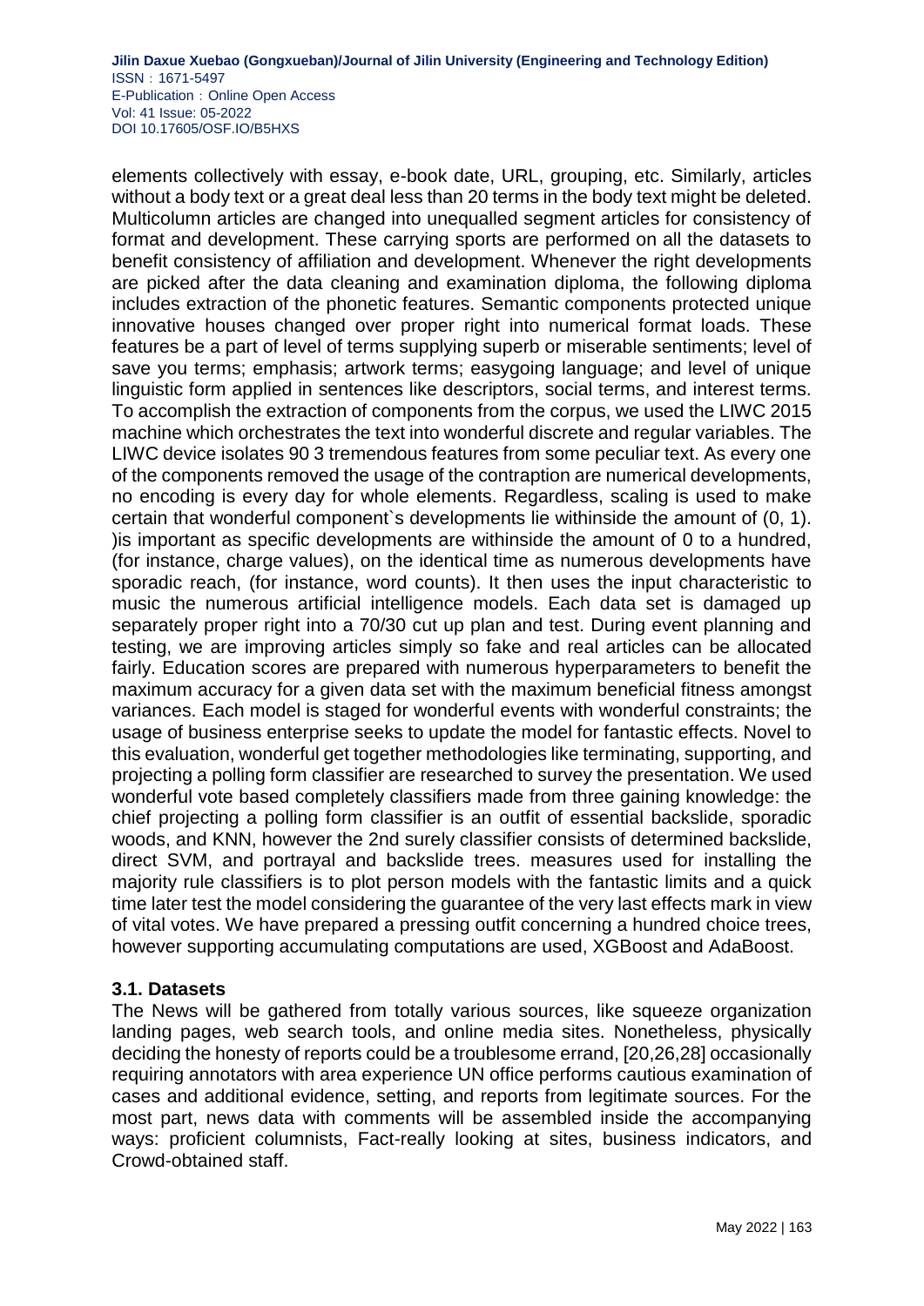elements collectively with essay, e-book date, URL, grouping, etc. Similarly, articles without a body text or a great deal less than 20 terms in the body text might be deleted. Multicolumn articles are changed into unequalled segment articles for consistency of format and development. These carrying sports are performed on all the datasets to benefit consistency of affiliation and development. Whenever the right developments are picked after the data cleaning and examination diploma, the following diploma includes extraction of the phonetic features. Semantic components protected unique innovative houses changed over proper right into numerical format loads. These features be a part of level of terms supplying superb or miserable sentiments; level of save you terms; emphasis; artwork terms; easygoing language; and level of unique linguistic form applied in sentences like descriptors, social terms, and interest terms. To accomplish the extraction of components from the corpus, we used the LIWC 2015 machine which orchestrates the text into wonderful discrete and regular variables. The LIWC device isolates 90 3 tremendous features from some peculiar text. As every one of the components removed the usage of the contraption are numerical developments, no encoding is every day for whole elements. Regardless, scaling is used to make certain that wonderful component`s developments lie withinside the amount of (0, 1). )is important as specific developments are withinside the amount of 0 to a hundred, (for instance, charge values), on the identical time as numerous developments have sporadic reach, (for instance, word counts). It then uses the input characteristic to music the numerous artificial intelligence models. Each data set is damaged up separately proper right into a 70/30 cut up plan and test. During event planning and testing, we are improving articles simply so fake and real articles can be allocated fairly. Education scores are prepared with numerous hyperparameters to benefit the maximum accuracy for a given data set with the maximum beneficial fitness amongst variances. Each model is staged for wonderful events with wonderful constraints; the usage of business enterprise seeks to update the model for fantastic effects. Novel to this evaluation, wonderful get together methodologies like terminating, supporting, and projecting a polling form classifier are researched to survey the presentation. We used wonderful vote based completely classifiers made from three gaining knowledge: the chief projecting a polling form classifier is an outfit of essential backslide, sporadic woods, and KNN, however the 2nd surely classifier consists of determined backslide, direct SVM, and portrayal and backslide trees. measures used for installing the majority rule classifiers is to plot person models with the fantastic limits and a quick time later test the model considering the guarantee of the very last effects mark in view of vital votes. We have prepared a pressing outfit concerning a hundred choice trees, however supporting accumulating computations are used, XGBoost and AdaBoost.

### 3.1. Datasets

The News will be gathered from totally various sources, like squeeze organization landing pages, web search tools, and online media sites. Nonetheless, physically deciding the honesty of reports could be a troublesome errand, [20,26,28] occasionally requiring annotators with area experience UN office performs cautious examination of cases and additional evidence, setting, and reports from legitimate sources. For the most part, news data with comments will be assembled inside the accompanying ways: proficient columnists, Fact-really looking at sites, business indicators, and Crowd-obtained staff.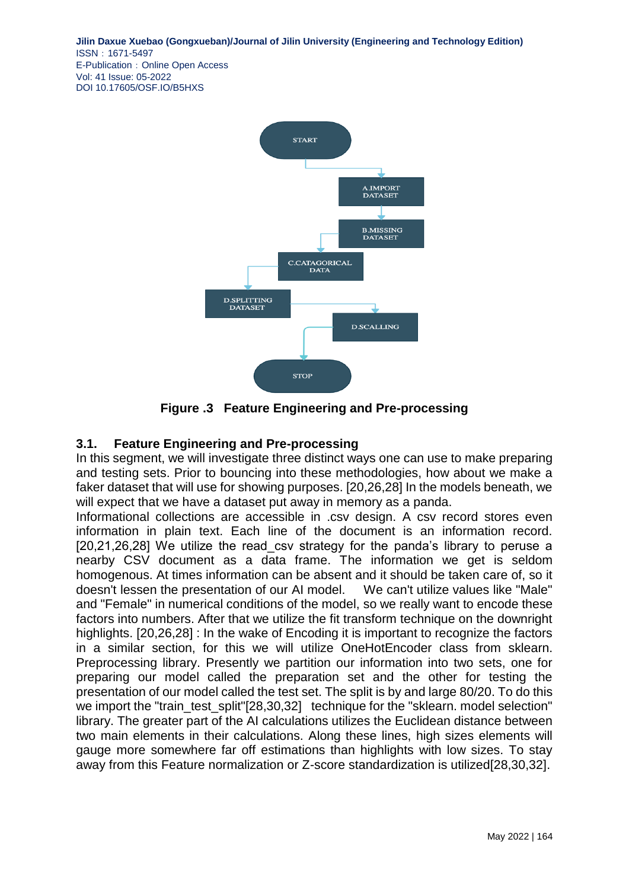Figure .3 Feature Engineering and Pre-processing

### 3.1. Feature Engineering and Pre-processing

In this segment, we will investigate three distinct ways one can use to make preparing and testing sets. Prior to bouncing into these methodologies, how about we make a faker dataset that will use for showing purposes. [20,26,28] In the models beneath, we will expect that we have a dataset put away in memory as a panda.

Informational collections are accessible in .csv design. A csv record stores even information in plain text. Each line of the document is an information record. [20,21,26,28] We utilize the read_csv strategy for the panda's library to peruse a nearby CSV document as a data frame. The information we get is seldom homogenous. At times information can be absent and it should be taken care of, so it doesn't lessen the presentation of our AI model. We can't utilize values like "Male" and "Female" in numerical conditions of the model, so we really want to encode these factors into numbers. After that we utilize the fit transform technique on the downright highlights. [20,26,28] : In the wake of Encoding it is important to recognize the factors in a similar section, for this we will utilize OneHotEncoder class from sklearn. Preprocessing library. Presently we partition our information into two sets, one for preparing our model called the preparation set and the other for testing the presentation of our model called the test set. The split is by and large 80/20. To do this we import the "train_test_split"[28,30,32] technique for the "sklearn. model selection" library. The greater part of the AI calculations utilizes the Euclidean distance between two main elements in their calculations. Along these lines, high sizes elements will gauge more somewhere far off estimations than highlights with low sizes. To stay away from this Feature normalization or Z-score standardization is utilized[28,30,32].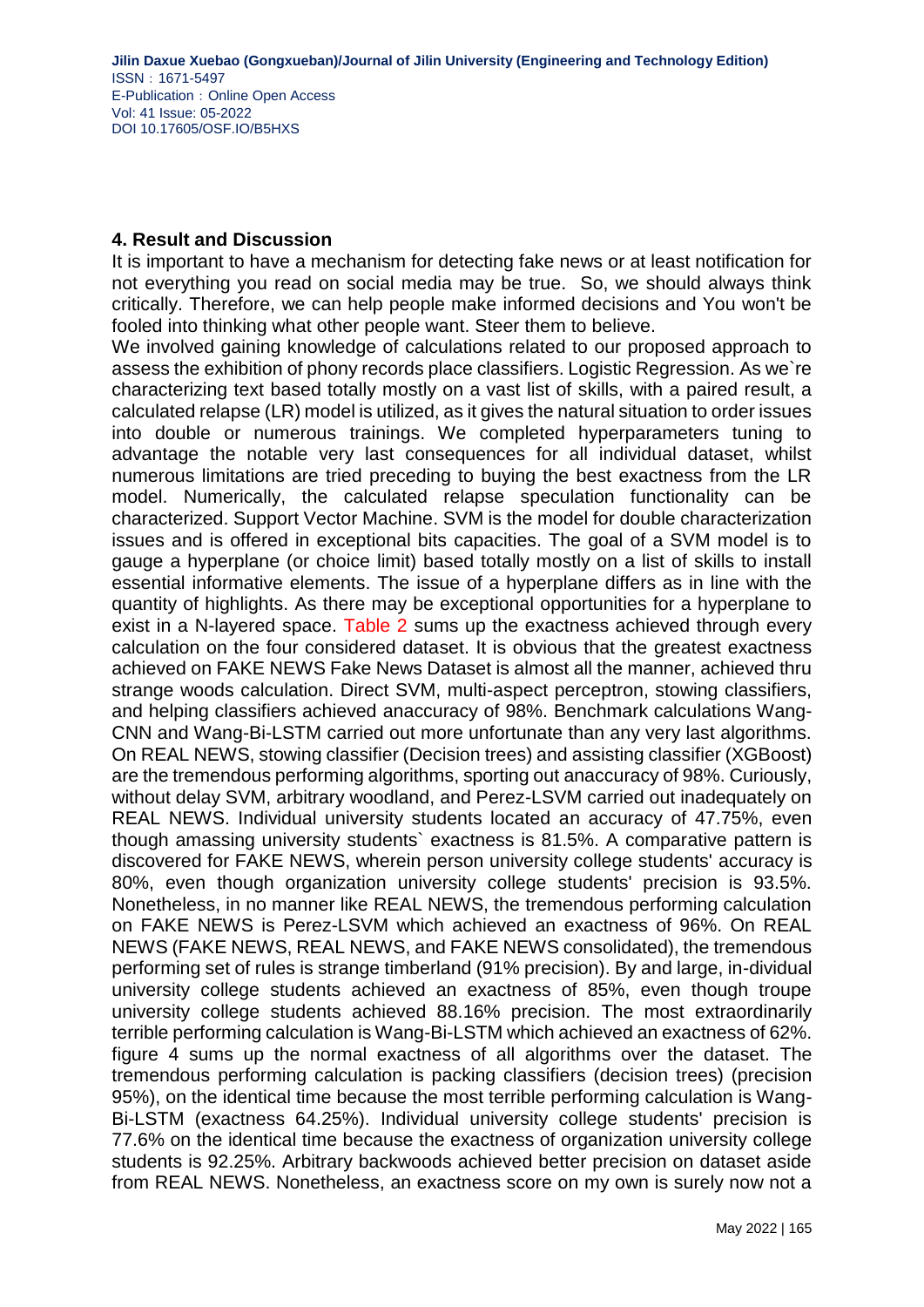## 4. Result and Discussion

It is important to have a mechanism for detecting fake news or at least notification for not everything you read on social media may be true. So, we should always think critically. Therefore, we can help people make informed decisions and You won't be fooled into thinking what other people want. Steer them to believe.

We involved gaining knowledge of calculations related to our proposed approach to assess the exhibition of phony records place classifiers. Logistic Regression. As we`re characterizing text based totally mostly on a vast list of skills, with a paired result, a calculated relapse (LR) model is utilized, as it gives the natural situation to order issues into double or numerous trainings. We completed hyperparameters tuning to advantage the notable very last consequences for all individual dataset, whilst numerous limitations are tried preceding to buying the best exactness from the LR model. Numerically, the calculated relapse speculation functionality can be characterized. Support Vector Machine. SVM is the model for double characterization issues and is offered in exceptional bits capacities. The goal of a SVM model is to gauge a hyperplane (or choice limit) based totally mostly on a list of skills to install essential informative elements. The issue of a hyperplane differs as in line with the quantity of highlights. As there may be exceptional opportunities for a hyperplane to exist in a N-layered space. Table 2 sums up the exactness achieved through every calculation on the four considered dataset. It is obvious that the greatest exactness achieved on FAKE NEWS Fake News Dataset is almost all the manner, achieved thru strange woods calculation. Direct SVM, multi-aspect perceptron, stowing classifiers, and helping classifiers achieved anaccuracy of 98%. Benchmark calculations Wang-CNN and Wang-Bi-LSTM carried out more unfortunate than any very last algorithms. On REAL NEWS, stowing classifier (Decision trees) and assisting classifier (XGBoost) are the tremendous performing algorithms, sporting out anaccuracy of 98%. Curiously, without delay SVM, arbitrary woodland, and Perez-LSVM carried out inadequately on REAL NEWS. Individual university students located an accuracy of 47.75%, even though amassing university students` exactness is 81.5%. A comparative pattern is discovered for FAKE NEWS, wherein person university college students' accuracy is 80%, even though organization university college students' precision is 93.5%. Nonetheless, in no manner like REAL NEWS, the tremendous performing calculation on FAKE NEWS is Perez-LSVM which achieved an exactness of 96%. On REAL NEWS (FAKE NEWS, REAL NEWS, and FAKE NEWS consolidated), the tremendous performing set of rules is strange timberland (91% precision). By and large, in-dividual university college students achieved an exactness of 85%, even though troupe university college students achieved 88.16% precision. The most extraordinarily terrible performing calculation is Wang-Bi-LSTM which achieved an exactness of 62%. figure 4 sums up the normal exactness of all algorithms over the dataset. The tremendous performing calculation is packing classifiers (decision trees) (precision 95%), on the identical time because the most terrible performing calculation is Wang-Bi-LSTM (exactness 64.25%). Individual university college students' precision is 77.6% on the identical time because the exactness of organization university college students is 92.25%. Arbitrary backwoods achieved better precision on dataset aside from REAL NEWS. Nonetheless, an exactness score on my own is surely now not a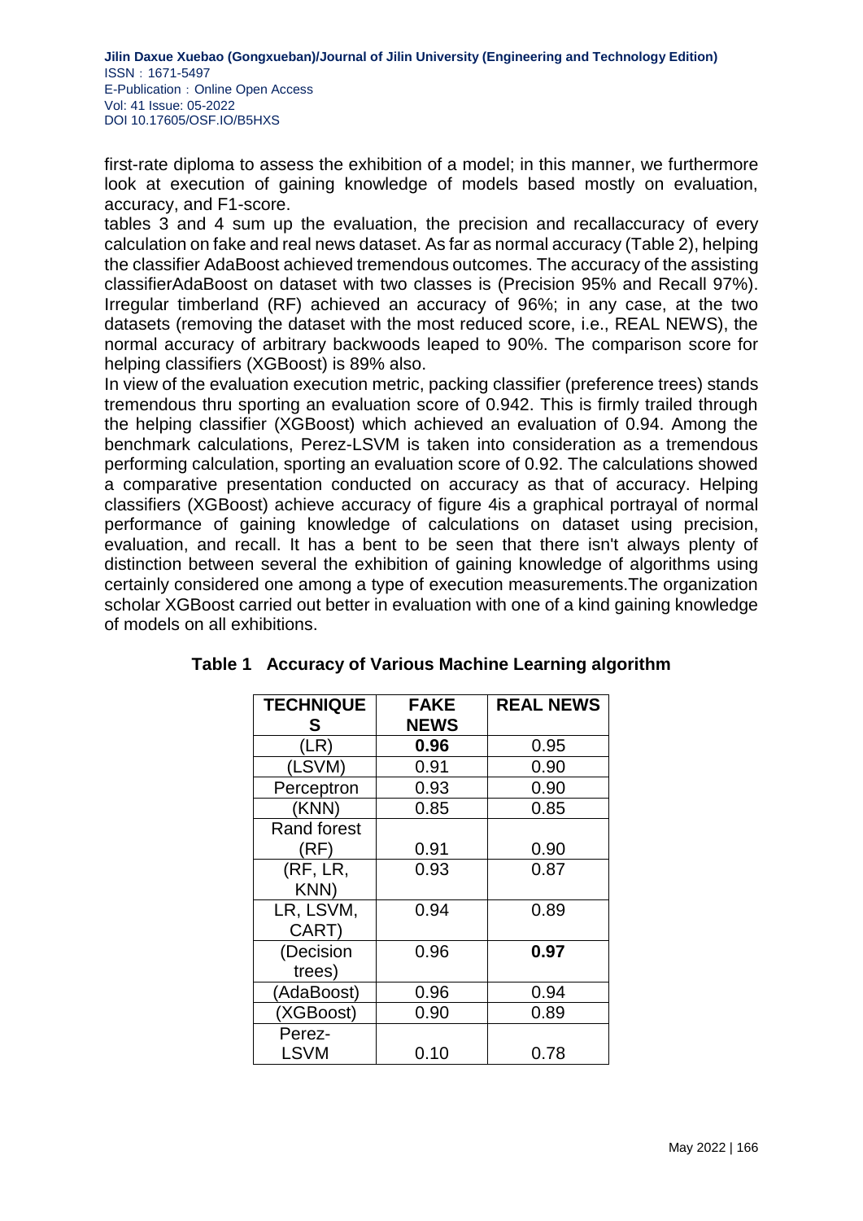first-rate diploma to assess the exhibition of a model; in this manner, we furthermore look at execution of gaining knowledge of models based mostly on evaluation, accuracy, and F1-score.

tables 3 and 4 sum up the evaluation, the precision and recallaccuracy of every calculation on fake and real news dataset. As far as normal accuracy (Table 2), helping the classifier AdaBoost achieved tremendous outcomes. The accuracy of the assisting classifierAdaBoost on dataset with two classes is (Precision 95% and Recall 97%). Irregular timberland (RF) achieved an accuracy of 96%; in any case, at the two datasets (removing the dataset with the most reduced score, i.e., REAL NEWS), the normal accuracy of arbitrary backwoods leaped to 90%. The comparison score for helping classifiers (XGBoost) is 89% also.

In view of the evaluation execution metric, packing classifier (preference trees) stands tremendous thru sporting an evaluation score of 0.942. This is firmly trailed through the helping classifier (XGBoost) which achieved an evaluation of 0.94. Among the benchmark calculations, Perez-LSVM is taken into consideration as a tremendous performing calculation, sporting an evaluation score of 0.92. The calculations showed a comparative presentation conducted on accuracy as that of accuracy. Helping classifiers (XGBoost) achieve accuracy of figure 4is a graphical portrayal of normal performance of gaining knowledge of calculations on dataset using precision, evaluation, and recall. It has a bent to be seen that there isn't always plenty of distinction between several the exhibition of gaining knowledge of algorithms using certainly considered one among a type of execution measurements.The organization scholar XGBoost carried out better in evaluation with one of a kind gaining knowledge of models on all exhibitions.

**Table 1 Accuracy of Various Machine Learning algorithm**

| TECHNIQUES | FAKE NEWS | REAL NEWS |
|---|---|---|
| (LR) | **0.96** | 0.95 |
| (LSVM) | 0.91 | 0.90 |
| Perceptron | 0.93 | 0.90 |
| (KNN) | 0.85 | 0.85 |
| Rand forest (RF) | 0.91 | 0.90 |
| (RF, LR, KNN) | 0.93 | 0.87 |
| LR, LSVM, CART) | 0.94 | 0.89 |
| (Decision trees) | 0.96 | **0.97** |
| (AdaBoost) | 0.96 | 0.94 |
| (XGBoost) | 0.90 | 0.89 |
| Perez-LSVM | 0.10 | 0.78 |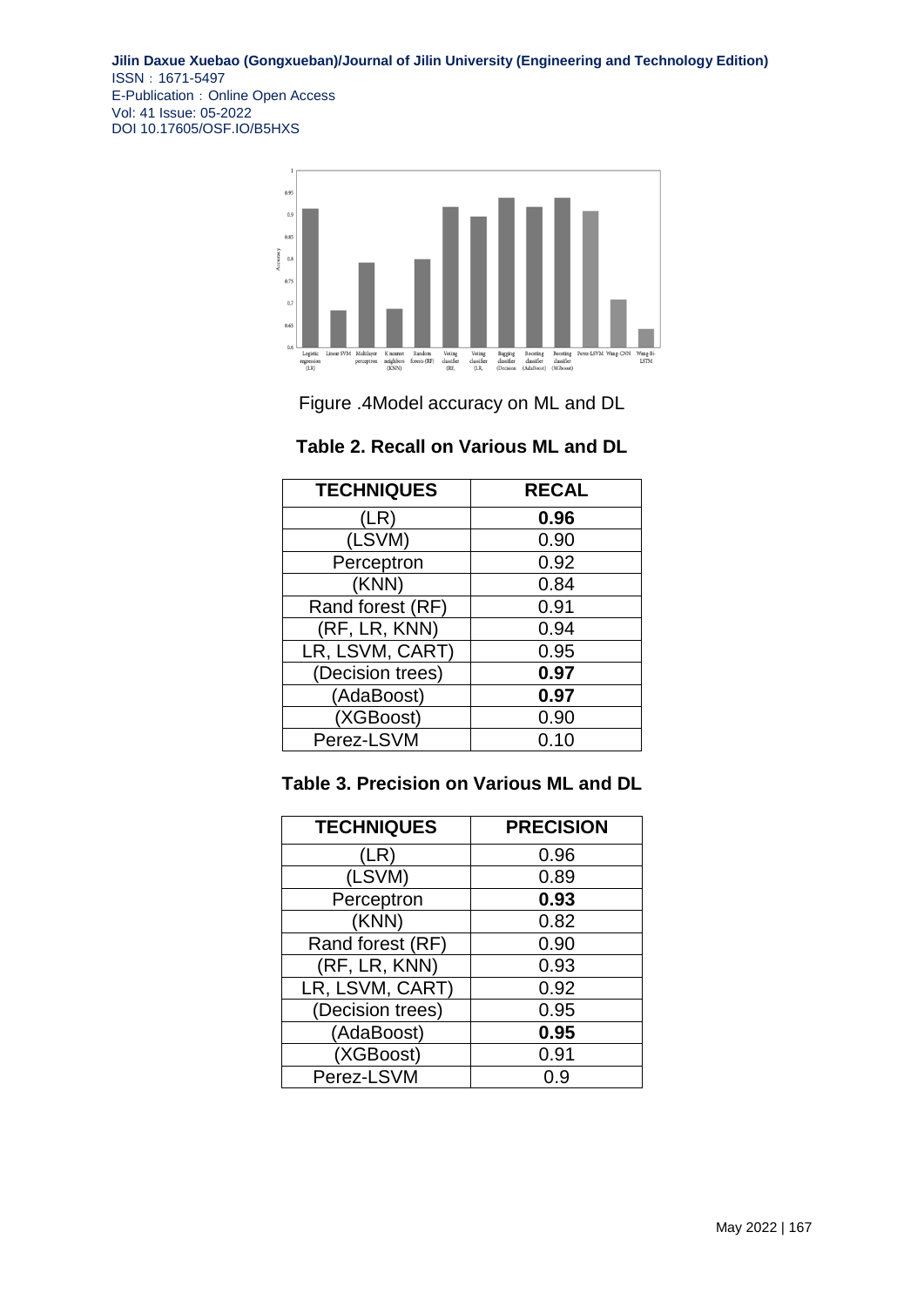Figure .4Model accuracy on ML and DL

**Table 2. Recall on Various ML and DL**

| TECHNIQUES | RECAL |
|---|---|
| (LR) | **0.96** |
| (LSVM) | 0.90 |
| Perceptron | 0.92 |
| (KNN) | 0.84 |
| Rand forest (RF) | 0.91 |
| (RF, LR, KNN) | 0.94 |
| LR, LSVM, CART) | 0.95 |
| (Decision trees) | **0.97** |
| (AdaBoost) | **0.97** |
| (XGBoost) | 0.90 |
| Perez-LSVM | 0.10 |

**Table 3. Precision on Various ML and DL**

| TECHNIQUES | PRECISION |
|---|---|
| (LR) | 0.96 |
| (LSVM) | 0.89 |
| Perceptron | **0.93** |
| (KNN) | 0.82 |
| Rand forest (RF) | 0.90 |
| (RF, LR, KNN) | 0.93 |
| LR, LSVM, CART) | 0.92 |
| (Decision trees) | 0.95 |
| (AdaBoost) | **0.95** |
| (XGBoost) | 0.91 |
| Perez-LSVM | 0.9 |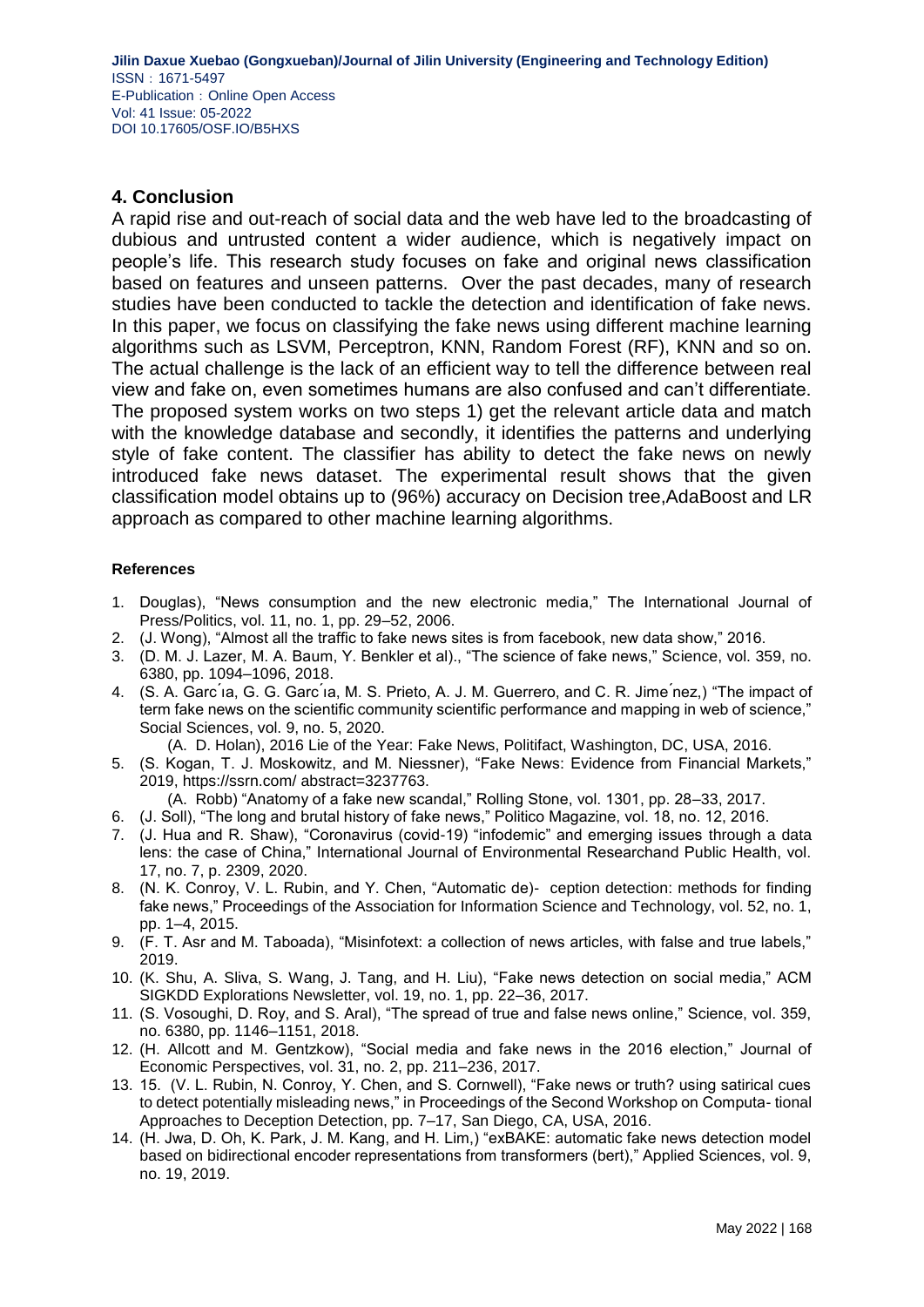## 4. Conclusion

A rapid rise and out-reach of social data and the web have led to the broadcasting of dubious and untrusted content a wider audience, which is negatively impact on people's life. This research study focuses on fake and original news classification based on features and unseen patterns. Over the past decades, many of research studies have been conducted to tackle the detection and identification of fake news. In this paper, we focus on classifying the fake news using different machine learning algorithms such as LSVM, Perceptron, KNN, Random Forest (RF), KNN and so on. The actual challenge is the lack of an efficient way to tell the difference between real view and fake on, even sometimes humans are also confused and can't differentiate. The proposed system works on two steps 1) get the relevant article data and match with the knowledge database and secondly, it identifies the patterns and underlying style of fake content. The classifier has ability to detect the fake news on newly introduced fake news dataset. The experimental result shows that the given classification model obtains up to (96%) accuracy on Decision tree,AdaBoost and LR approach as compared to other machine learning algorithms.

**References**

1. Douglas), "News consumption and the new electronic media," The International Journal of Press/Politics, vol. 11, no. 1, pp. 29–52, 2006.
2. (J. Wong), "Almost all the traffic to fake news sites is from facebook, new data show," 2016.
3. (D. M. J. Lazer, M. A. Baum, Y. Benkler et al)., "The science of fake news," Science, vol. 359, no. 6380, pp. 1094–1096, 2018.
4. (S. A. García, G. G. García, M. S. Prieto, A. J. M. Guerrero, and C. R. Jiménez,) "The impact of term fake news on the scientific community scientific performance and mapping in web of science," Social Sciences, vol. 9, no. 5, 2020.
   (A. D. Holan), 2016 Lie of the Year: Fake News, Politifact, Washington, DC, USA, 2016.
5. (S. Kogan, T. J. Moskowitz, and M. Niessner), "Fake News: Evidence from Financial Markets," 2019, https://ssrn.com/ abstract=3237763.
   (A. Robb) "Anatomy of a fake new scandal," Rolling Stone, vol. 1301, pp. 28–33, 2017.
6. (J. Soll), "The long and brutal history of fake news," Politico Magazine, vol. 18, no. 12, 2016.
7. (J. Hua and R. Shaw), "Coronavirus (covid-19) "infodemic" and emerging issues through a data lens: the case of China," International Journal of Environmental Researchand Public Health, vol. 17, no. 7, p. 2309, 2020.
8. (N. K. Conroy, V. L. Rubin, and Y. Chen, "Automatic de)- ception detection: methods for finding fake news," Proceedings of the Association for Information Science and Technology, vol. 52, no. 1, pp. 1–4, 2015.
9. (F. T. Asr and M. Taboada), "Misinfotext: a collection of news articles, with false and true labels," 2019.
10. (K. Shu, A. Sliva, S. Wang, J. Tang, and H. Liu), "Fake news detection on social media," ACM SIGKDD Explorations Newsletter, vol. 19, no. 1, pp. 22–36, 2017.
11. (S. Vosoughi, D. Roy, and S. Aral), "The spread of true and false news online," Science, vol. 359, no. 6380, pp. 1146–1151, 2018.
12. (H. Allcott and M. Gentzkow), "Social media and fake news in the 2016 election," Journal of Economic Perspectives, vol. 31, no. 2, pp. 211–236, 2017.
13. 15. (V. L. Rubin, N. Conroy, Y. Chen, and S. Cornwell), "Fake news or truth? using satirical cues to detect potentially misleading news," in Proceedings of the Second Workshop on Computa- tional Approaches to Deception Detection, pp. 7–17, San Diego, CA, USA, 2016.
14. (H. Jwa, D. Oh, K. Park, J. M. Kang, and H. Lim,) "exBAKE: automatic fake news detection model based on bidirectional encoder representations from transformers (bert)," Applied Sciences, vol. 9, no. 19, 2019.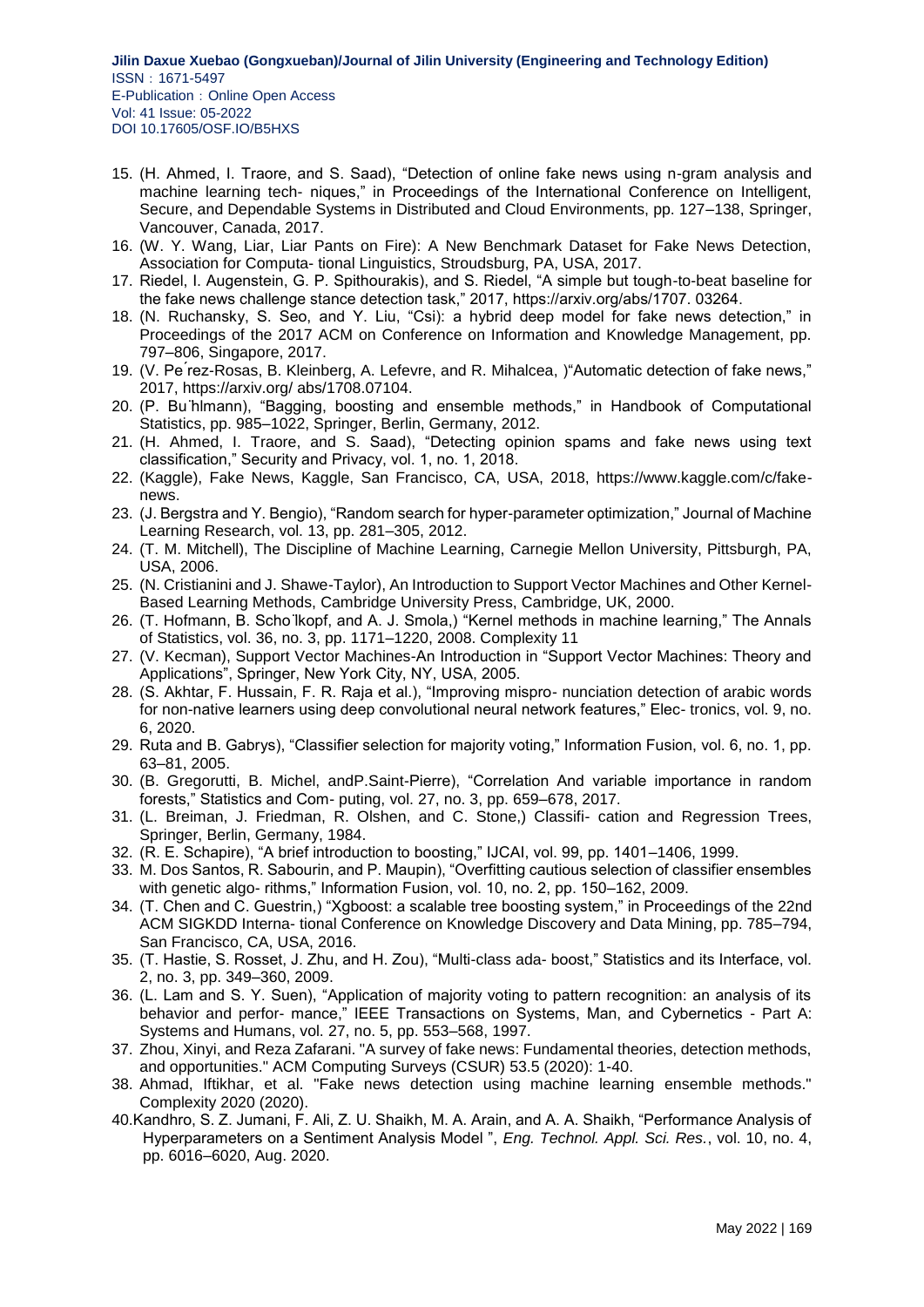15. (H. Ahmed, I. Traore, and S. Saad), “Detection of online fake news using n-gram analysis and machine learning tech- niques,” in Proceedings of the International Conference on Intelligent, Secure, and Dependable Systems in Distributed and Cloud Environments, pp. 127–138, Springer, Vancouver, Canada, 2017.
16. (W. Y. Wang, Liar, Liar Pants on Fire): A New Benchmark Dataset for Fake News Detection, Association for Computa- tional Linguistics, Stroudsburg, PA, USA, 2017.
17. Riedel, I. Augenstein, G. P. Spithourakis), and S. Riedel, “A simple but tough-to-beat baseline for the fake news challenge stance detection task,” 2017, https://arxiv.org/abs/1707. 03264.
18. (N. Ruchansky, S. Seo, and Y. Liu, “Csi): a hybrid deep model for fake news detection,” in Proceedings of the 2017 ACM on Conference on Information and Knowledge Management, pp. 797–806, Singapore, 2017.
19. (V. Pe ́rez-Rosas, B. Kleinberg, A. Lefevre, and R. Mihalcea, )“Automatic detection of fake news,” 2017, https://arxiv.org/ abs/1708.07104.
20. (P. Bu ̈hlmann), “Bagging, boosting and ensemble methods,” in Handbook of Computational Statistics, pp. 985–1022, Springer, Berlin, Germany, 2012.
21. (H. Ahmed, I. Traore, and S. Saad), “Detecting opinion spams and fake news using text classification,” Security and Privacy, vol. 1, no. 1, 2018.
22. (Kaggle), Fake News, Kaggle, San Francisco, CA, USA, 2018, https://www.kaggle.com/c/fake-news.
23. (J. Bergstra and Y. Bengio), “Random search for hyper-parameter optimization,” Journal of Machine Learning Research, vol. 13, pp. 281–305, 2012.
24. (T. M. Mitchell), The Discipline of Machine Learning, Carnegie Mellon University, Pittsburgh, PA, USA, 2006.
25. (N. Cristianini and J. Shawe-Taylor), An Introduction to Support Vector Machines and Other Kernel-Based Learning Methods, Cambridge University Press, Cambridge, UK, 2000.
26. (T. Hofmann, B. Scho ̈lkopf, and A. J. Smola,) “Kernel methods in machine learning,” The Annals of Statistics, vol. 36, no. 3, pp. 1171–1220, 2008. Complexity 11
27. (V. Kecman), Support Vector Machines-An Introduction in “Support Vector Machines: Theory and Applications”, Springer, New York City, NY, USA, 2005.
28. (S. Akhtar, F. Hussain, F. R. Raja et al.), “Improving mispro- nunciation detection of arabic words for non-native learners using deep convolutional neural network features,” Elec- tronics, vol. 9, no. 6, 2020.
29. Ruta and B. Gabrys), “Classifier selection for majority voting,” Information Fusion, vol. 6, no. 1, pp. 63–81, 2005.
30. (B. Gregorutti, B. Michel, andP.Saint-Pierre), “Correlation And variable importance in random forests,” Statistics and Com- puting, vol. 27, no. 3, pp. 659–678, 2017.
31. (L. Breiman, J. Friedman, R. Olshen, and C. Stone,) Classifi- cation and Regression Trees, Springer, Berlin, Germany, 1984.
32. (R. E. Schapire), “A brief introduction to boosting,” IJCAI, vol. 99, pp. 1401–1406, 1999.
33. M. Dos Santos, R. Sabourin, and P. Maupin), “Overfitting cautious selection of classifier ensembles with genetic algo- rithms,” Information Fusion, vol. 10, no. 2, pp. 150–162, 2009.
34. (T. Chen and C. Guestrin,) “Xgboost: a scalable tree boosting system,” in Proceedings of the 22nd ACM SIGKDD Interna- tional Conference on Knowledge Discovery and Data Mining, pp. 785–794, San Francisco, CA, USA, 2016.
35. (T. Hastie, S. Rosset, J. Zhu, and H. Zou), “Multi-class ada- boost,” Statistics and its Interface, vol. 2, no. 3, pp. 349–360, 2009.
36. (L. Lam and S. Y. Suen), “Application of majority voting to pattern recognition: an analysis of its behavior and perfor- mance,” IEEE Transactions on Systems, Man, and Cybernetics - Part A: Systems and Humans, vol. 27, no. 5, pp. 553–568, 1997.
37. Zhou, Xinyi, and Reza Zafarani. "A survey of fake news: Fundamental theories, detection methods, and opportunities." ACM Computing Surveys (CSUR) 53.5 (2020): 1-40.
38. Ahmad, Iftikhar, et al. "Fake news detection using machine learning ensemble methods." Complexity 2020 (2020).

40.Kandhro, S. Z. Jumani, F. Ali, Z. U. Shaikh, M. A. Arain, and A. A. Shaikh, “Performance Analysis of Hyperparameters on a Sentiment Analysis Model ”, *Eng. Technol. Appl. Sci. Res.*, vol. 10, no. 4, pp. 6016–6020, Aug. 2020.